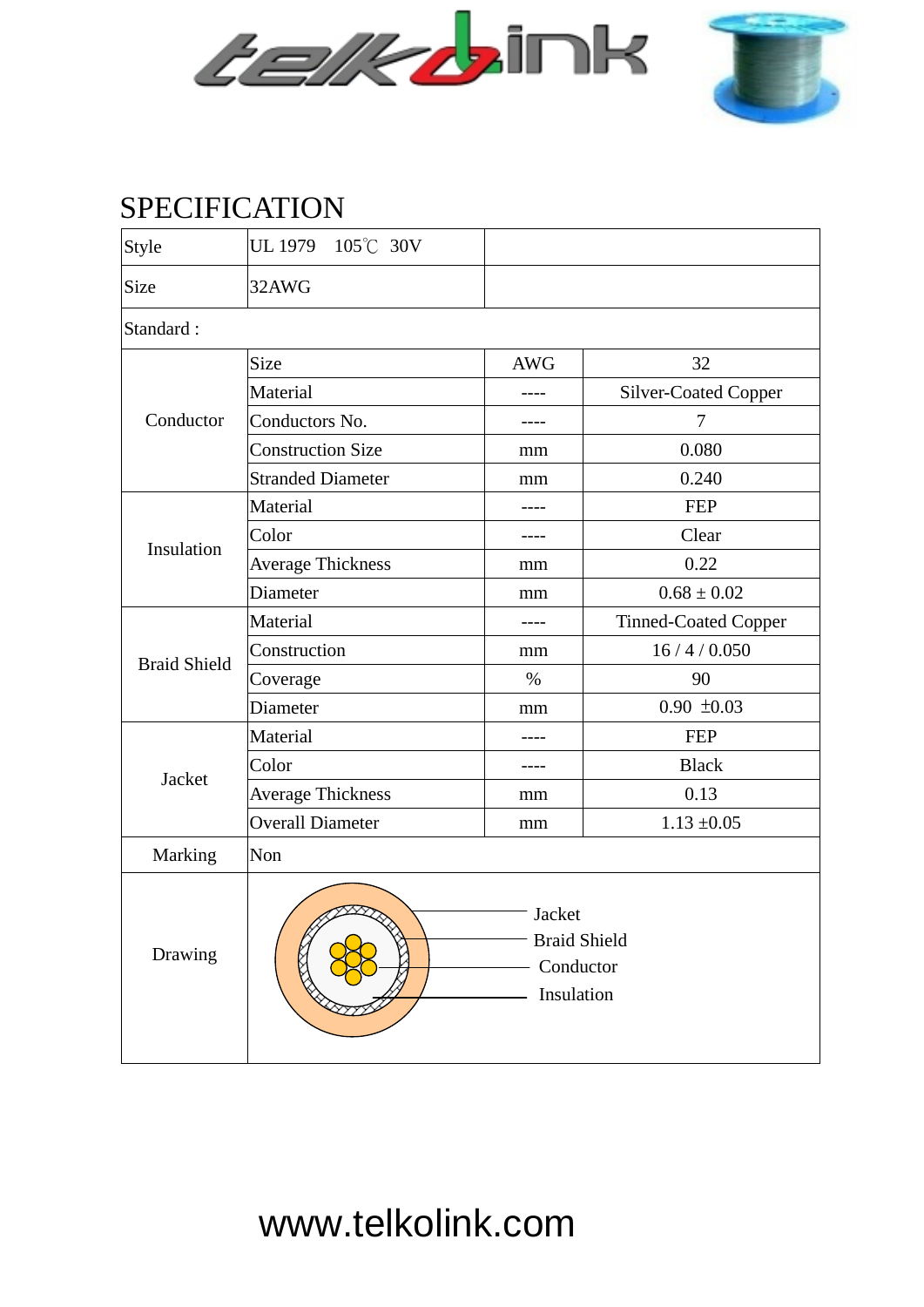# SPECIFICATION

| Style | UL 1979　105℃　30V | | |
|---|---|---|---|
| Size | 32AWG | | |
| Standard : | | | |
| Conductor | Size | AWG | 32 |
| | Material | ---- | Silver-Coated Copper |
| | Conductors No. | ---- | 7 |
| | Construction Size | mm | 0.080 |
| | Stranded Diameter | mm | 0.240 |
| Insulation | Material | ---- | FEP |
| | Color | ---- | Clear |
| | Average Thickness | mm | 0.22 |
| | Diameter | mm | 0.68 ± 0.02 |
| Braid Shield | Material | ---- | Tinned-Coated Copper |
| | Construction | mm | 16 / 4 / 0.050 |
| | Coverage | % | 90 |
| | Diameter | mm | 0.90 ±0.03 |
| Jacket | Material | ---- | FEP |
| | Color | ---- | Black |
| | Average Thickness | mm | 0.13 |
| | Overall Diameter | mm | 1.13 ±0.05 |
| Marking | Non | | |
| Drawing | Jacket<br>Braid Shield<br>Conductor<br>Insulation | | |

www.telkolink.com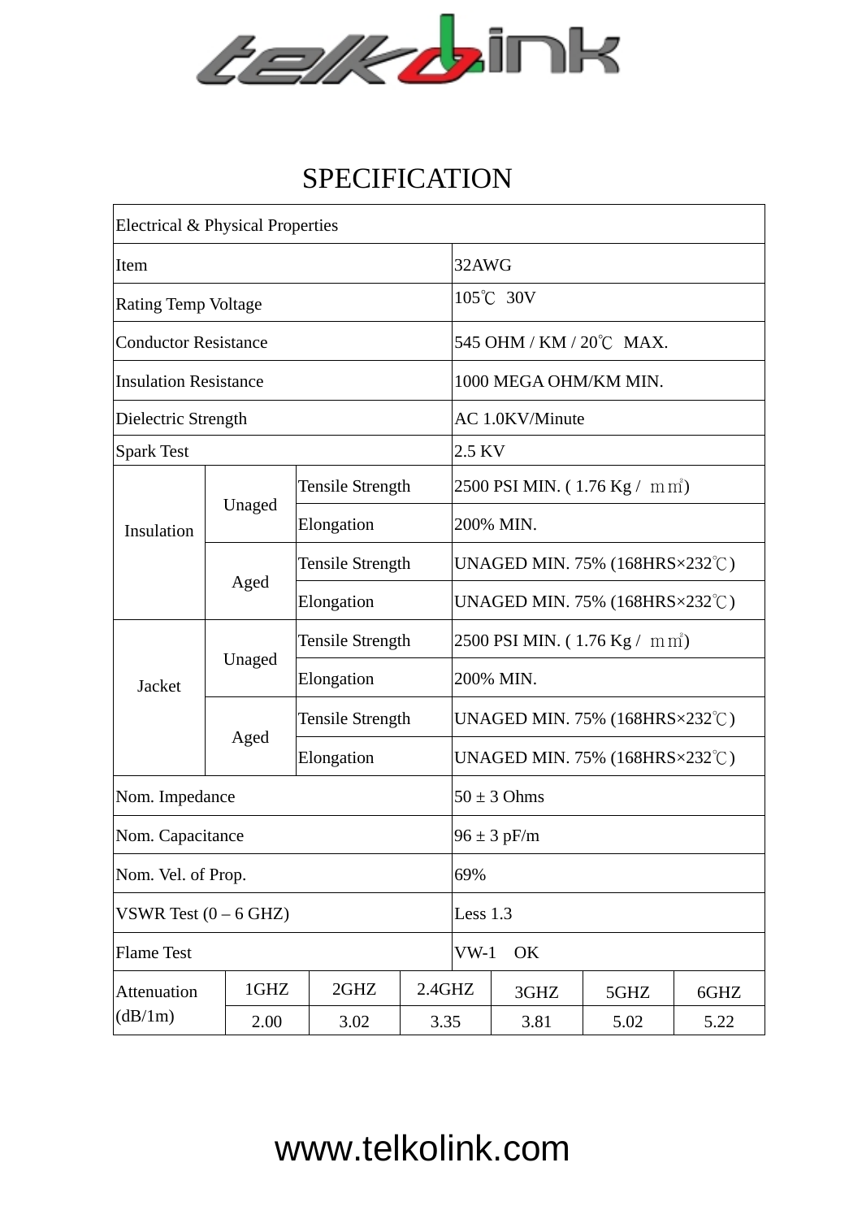# SPECIFICATION

| Electrical & Physical Properties | | | |
|---|---|---|---|
| Item | | | 32AWG |
| Rating Temp Voltage | | | 105℃ 30V |
| Conductor Resistance | | | 545 OHM / KM / 20℃ MAX. |
| Insulation Resistance | | | 1000 MEGA OHM/KM MIN. |
| Dielectric Strength | | | AC 1.0KV/Minute |
| Spark Test | | | 2.5 KV |
| Insulation | Unaged | Tensile Strength | 2500 PSI MIN. ( 1.76 Kg / ㎜²) |
| | | Elongation | 200% MIN. |
| | Aged | Tensile Strength | UNAGED MIN. 75% (168HRS×232℃) |
| | | Elongation | UNAGED MIN. 75% (168HRS×232℃) |
| Jacket | Unaged | Tensile Strength | 2500 PSI MIN. ( 1.76 Kg / ㎜²) |
| | | Elongation | 200% MIN. |
| | Aged | Tensile Strength | UNAGED MIN. 75% (168HRS×232℃) |
| | | Elongation | UNAGED MIN. 75% (168HRS×232℃) |
| Nom. Impedance | | | 50 ± 3 Ohms |
| Nom. Capacitance | | | 96 ± 3 pF/m |
| Nom. Vel. of Prop. | | | 69% |
| VSWR Test (0 – 6 GHZ) | | | Less 1.3 |
| Flame Test | | | VW-1 OK |

| Attenuation (dB/1m) | 1GHZ | 2GHZ | 2.4GHZ | 3GHZ | 5GHZ | 6GHZ |
|---|---|---|---|---|---|---|
| | 2.00 | 3.02 | 3.35 | 3.81 | 5.02 | 5.22 |

www.telkolink.com